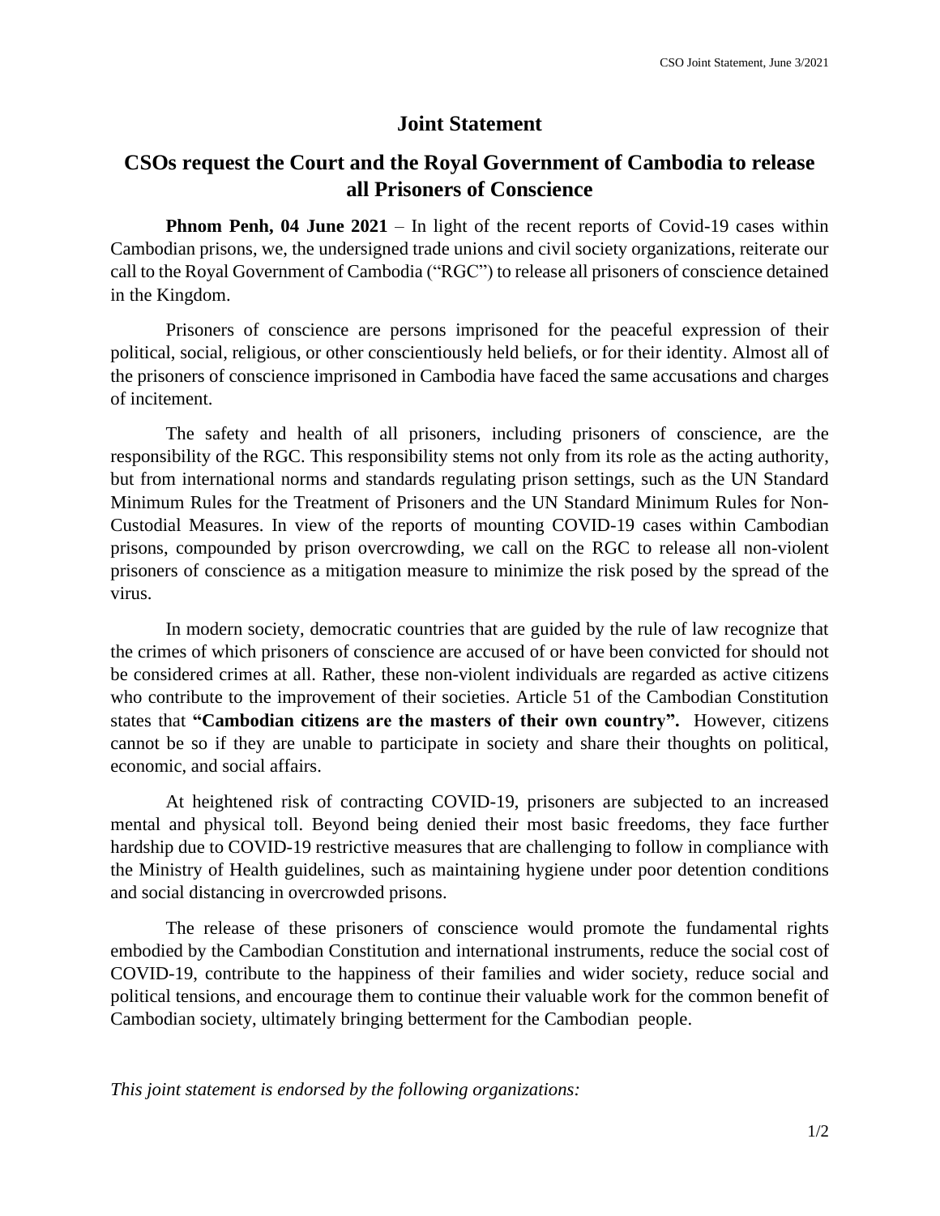# Joint Statement

## CSOs request the Court and the Royal Government of Cambodia to release all Prisoners of Conscience

**Phnom Penh, 04 June 2021** – In light of the recent reports of Covid-19 cases within Cambodian prisons, we, the undersigned trade unions and civil society organizations, reiterate our call to the Royal Government of Cambodia ("RGC") to release all prisoners of conscience detained in the Kingdom.

Prisoners of conscience are persons imprisoned for the peaceful expression of their political, social, religious, or other conscientiously held beliefs, or for their identity. Almost all of the prisoners of conscience imprisoned in Cambodia have faced the same accusations and charges of incitement.

The safety and health of all prisoners, including prisoners of conscience, are the responsibility of the RGC. This responsibility stems not only from its role as the acting authority, but from international norms and standards regulating prison settings, such as the UN Standard Minimum Rules for the Treatment of Prisoners and the UN Standard Minimum Rules for Non-Custodial Measures. In view of the reports of mounting COVID-19 cases within Cambodian prisons, compounded by prison overcrowding, we call on the RGC to release all non-violent prisoners of conscience as a mitigation measure to minimize the risk posed by the spread of the virus.

In modern society, democratic countries that are guided by the rule of law recognize that the crimes of which prisoners of conscience are accused of or have been convicted for should not be considered crimes at all. Rather, these non-violent individuals are regarded as active citizens who contribute to the improvement of their societies. Article 51 of the Cambodian Constitution states that **"Cambodian citizens are the masters of their own country".** However, citizens cannot be so if they are unable to participate in society and share their thoughts on political, economic, and social affairs.

At heightened risk of contracting COVID-19, prisoners are subjected to an increased mental and physical toll. Beyond being denied their most basic freedoms, they face further hardship due to COVID-19 restrictive measures that are challenging to follow in compliance with the Ministry of Health guidelines, such as maintaining hygiene under poor detention conditions and social distancing in overcrowded prisons.

The release of these prisoners of conscience would promote the fundamental rights embodied by the Cambodian Constitution and international instruments, reduce the social cost of COVID-19, contribute to the happiness of their families and wider society, reduce social and political tensions, and encourage them to continue their valuable work for the common benefit of Cambodian society, ultimately bringing betterment for the Cambodian people.

*This joint statement is endorsed by the following organizations:*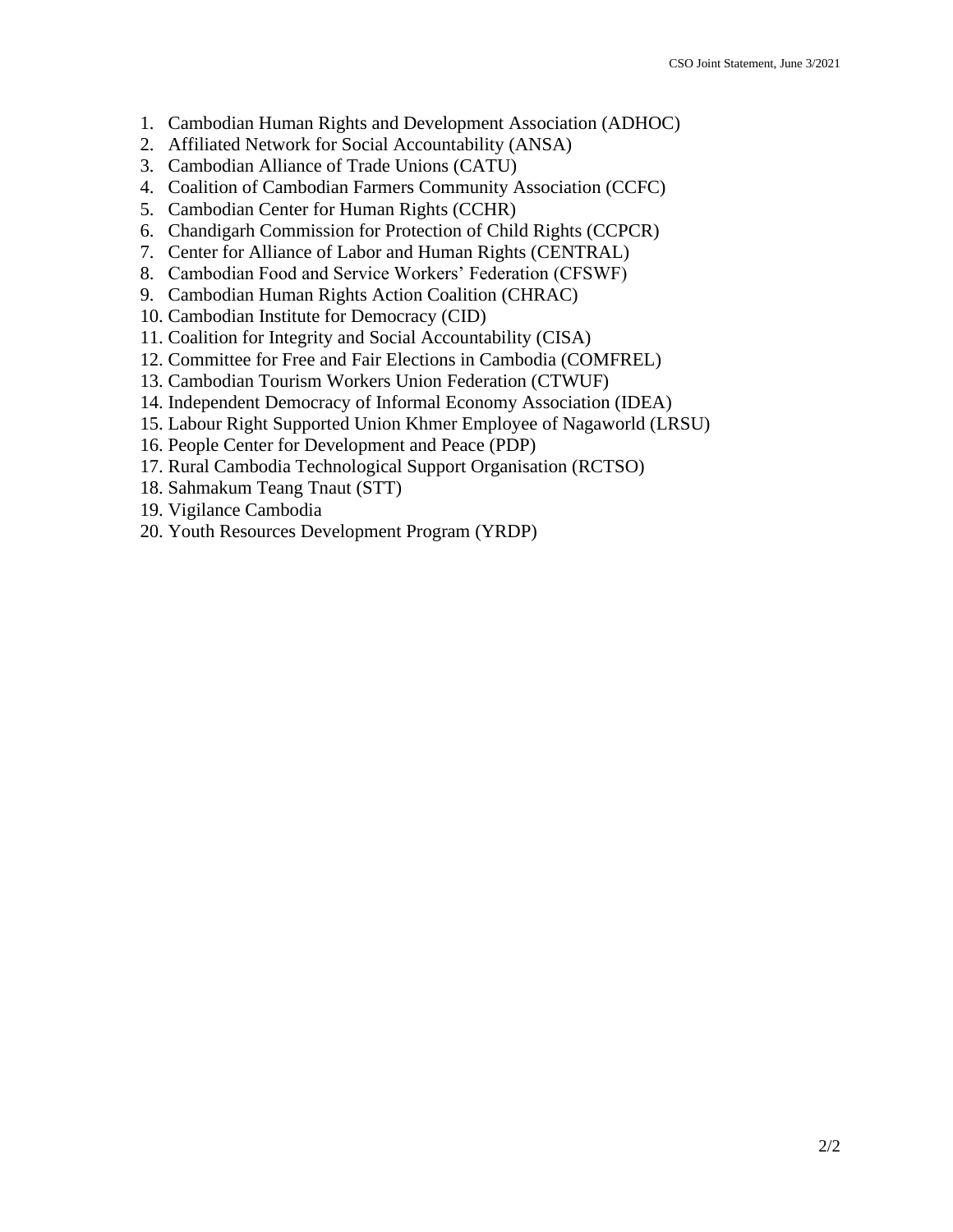1. Cambodian Human Rights and Development Association (ADHOC)
2. Affiliated Network for Social Accountability (ANSA)
3. Cambodian Alliance of Trade Unions (CATU)
4. Coalition of Cambodian Farmers Community Association (CCFC)
5. Cambodian Center for Human Rights (CCHR)
6. Chandigarh Commission for Protection of Child Rights (CCPCR)
7. Center for Alliance of Labor and Human Rights (CENTRAL)
8. Cambodian Food and Service Workers' Federation (CFSWF)
9. Cambodian Human Rights Action Coalition (CHRAC)
10. Cambodian Institute for Democracy (CID)
11. Coalition for Integrity and Social Accountability (CISA)
12. Committee for Free and Fair Elections in Cambodia (COMFREL)
13. Cambodian Tourism Workers Union Federation (CTWUF)
14. Independent Democracy of Informal Economy Association (IDEA)
15. Labour Right Supported Union Khmer Employee of Nagaworld (LRSU)
16. People Center for Development and Peace (PDP)
17. Rural Cambodia Technological Support Organisation (RCTSO)
18. Sahmakum Teang Tnaut (STT)
19. Vigilance Cambodia
20. Youth Resources Development Program (YRDP)